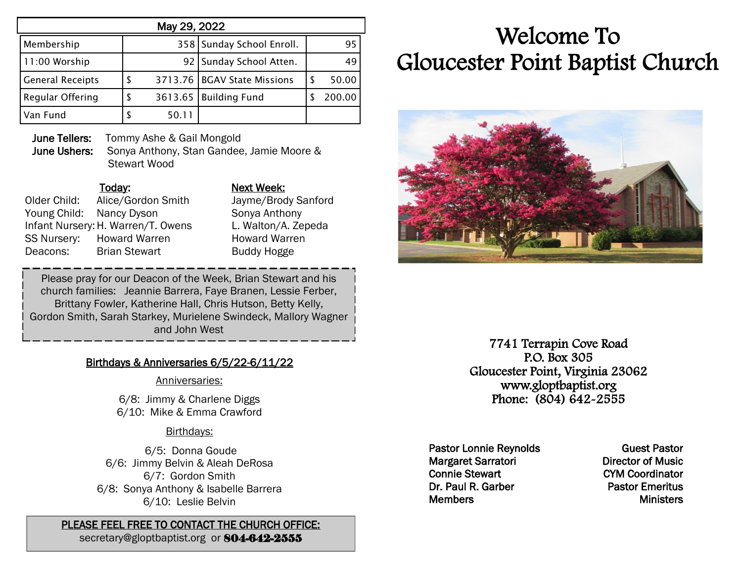| May 29, 2022 | | | |
|---|---|---|---|
| Membership | 358 | Sunday School Enroll. | 95 |
| 11:00 Worship | 92 | Sunday School Atten. | 49 |
| General Receipts | $ 3713.76 | BGAV State Missions | $ 50.00 |
| Regular Offering | $ 3613.65 | Building Fund | $ 200.00 |
| Van Fund | $ 50.11 | | |

**June Tellers:** Tommy Ashe & Gail Mongold
**June Ushers:** Sonya Anthony, Stan Gandee, Jamie Moore & Stewart Wood

| | Today: | Next Week: |
|---|---|---|
| Older Child: | Alice/Gordon Smith | Jayme/Brody Sanford |
| Young Child: | Nancy Dyson | Sonya Anthony |
| Infant Nursery: | H. Warren/T. Owens | L. Walton/A. Zepeda |
| SS Nursery: | Howard Warren | Howard Warren |
| Deacons: | Brian Stewart | Buddy Hogge |

Please pray for our Deacon of the Week, Brian Stewart and his church families: Jeannie Barrera, Faye Branen, Lessie Ferber, Brittany Fowler, Katherine Hall, Chris Hutson, Betty Kelly, Gordon Smith, Sarah Starkey, Murielene Swindeck, Mallory Wagner and John West

## Birthdays & Anniversaries 6/5/22-6/11/22

**Anniversaries:**

6/8: Jimmy & Charlene Diggs
6/10: Mike & Emma Crawford

**Birthdays:**

6/5: Donna Goude
6/6: Jimmy Belvin & Aleah DeRosa
6/7: Gordon Smith
6/8: Sonya Anthony & Isabelle Barrera
6/10: Leslie Belvin

**PLEASE FEEL FREE TO CONTACT THE CHURCH OFFICE:**
secretary@gloptbaptist.org or **804-642-2555**

# Welcome To Gloucester Point Baptist Church

7741 Terrapin Cove Road
P.O. Box 305
Gloucester Point, Virginia 23062
www.gloptbaptist.org
Phone: (804) 642-2555

| | |
|---|---|
| Pastor Lonnie Reynolds | Guest Pastor |
| Margaret Sarratori | Director of Music |
| Connie Stewart | CYM Coordinator |
| Dr. Paul R. Garber | Pastor Emeritus |
| Members | Ministers |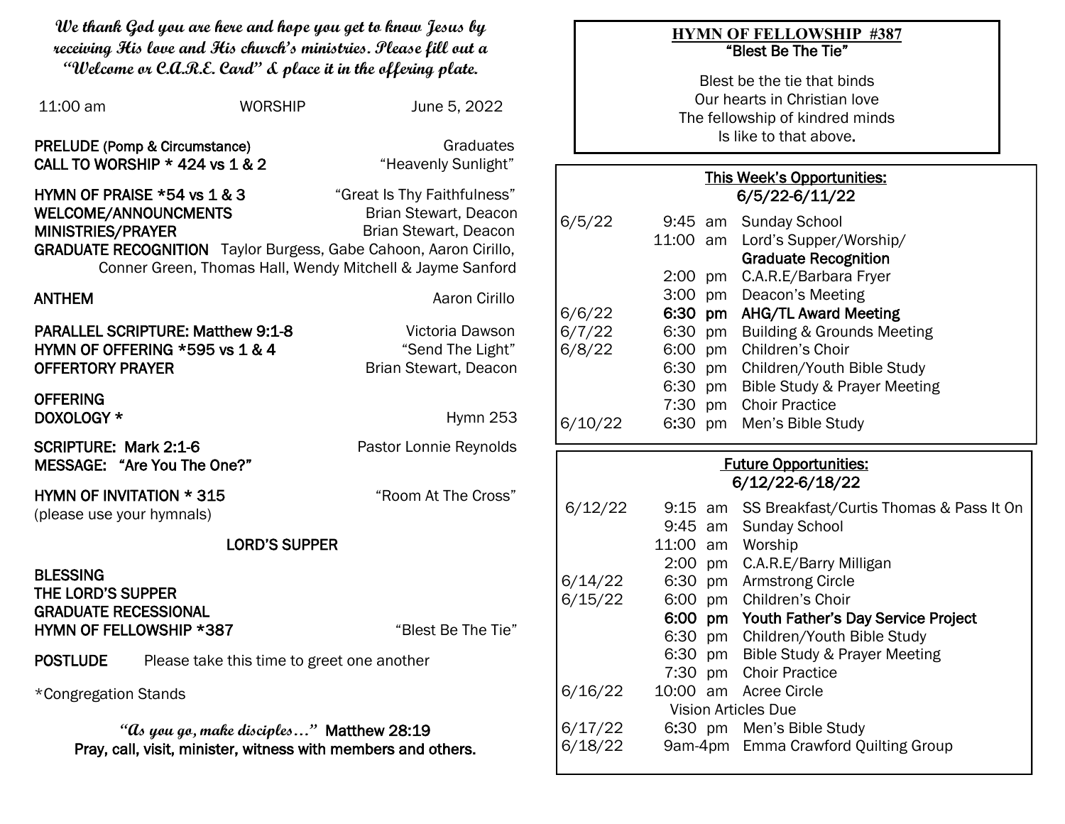***We thank God you are here and hope you get to know Jesus by receiving His love and His church's ministries. Please fill out a "Welcome or C.A.R.E. Card" & place it in the offering plate.***

11:00 am WORSHIP June 5, 2022

**PRELUDE** (Pomp & Circumstance) Graduates
**CALL TO WORSHIP * 424 vs 1 & 2** "Heavenly Sunlight"

**HYMN OF PRAISE *54 vs 1 & 3** "Great Is Thy Faithfulness"
**WELCOME/ANNOUNCMENTS** Brian Stewart, Deacon
**MINISTRIES/PRAYER** Brian Stewart, Deacon
**GRADUATE RECOGNITION** Taylor Burgess, Gabe Cahoon, Aaron Cirillo, Conner Green, Thomas Hall, Wendy Mitchell & Jayme Sanford

**ANTHEM** Aaron Cirillo

**PARALLEL SCRIPTURE: Matthew 9:1-8** Victoria Dawson
**HYMN OF OFFERING *595 vs 1 & 4** "Send The Light"
**OFFERTORY PRAYER** Brian Stewart, Deacon

**OFFERING**
**DOXOLOGY *** Hymn 253

**SCRIPTURE: Mark 2:1-6** Pastor Lonnie Reynolds
**MESSAGE: "Are You The One?"**

**HYMN OF INVITATION * 315** "Room At The Cross"
(please use your hymnals)

**LORD'S SUPPER**

**BLESSING**
**THE LORD'S SUPPER**
**GRADUATE RECESSIONAL**
**HYMN OF FELLOWSHIP *387** "Blest Be The Tie"

**POSTLUDE** Please take this time to greet one another

*Congregation Stands

***"As you go, make disciples…"*** Matthew 28:19
Pray, call, visit, minister, witness with members and others.

**HYMN OF FELLOWSHIP #387**
**"Blest Be The Tie"**

Blest be the tie that binds
Our hearts in Christian love
The fellowship of kindred minds
Is like to that above.

**This Week's Opportunities:**
**6/5/22-6/11/22**

| | | |
|---|---|---|
| 6/5/22 | 9:45 am | Sunday School |
| | 11:00 am | Lord's Supper/Worship/ **Graduate Recognition** |
| | 2:00 pm | C.A.R.E/Barbara Fryer |
| | 3:00 pm | Deacon's Meeting |
| 6/6/22 | **6:30 pm** | **AHG/TL Award Meeting** |
| 6/7/22 | 6:30 pm | Building & Grounds Meeting |
| 6/8/22 | 6:00 pm | Children's Choir |
| | 6:30 pm | Children/Youth Bible Study |
| | 6:30 pm | Bible Study & Prayer Meeting |
| | 7:30 pm | Choir Practice |
| 6/10/22 | 6:30 pm | Men's Bible Study |

**Future Opportunities:**
**6/12/22-6/18/22**

| | | |
|---|---|---|
| 6/12/22 | 9:15 am | SS Breakfast/Curtis Thomas & Pass It On |
| | 9:45 am | Sunday School |
| | 11:00 am | Worship |
| | 2:00 pm | C.A.R.E/Barry Milligan |
| 6/14/22 | 6:30 pm | Armstrong Circle |
| 6/15/22 | 6:00 pm | Children's Choir |
| | **6:00 pm** | **Youth Father's Day Service Project** |
| | 6:30 pm | Children/Youth Bible Study |
| | 6:30 pm | Bible Study & Prayer Meeting |
| | 7:30 pm | Choir Practice |
| 6/16/22 | 10:00 am | Acree Circle |
| | Vision Articles Due | |
| 6/17/22 | 6:30 pm | Men's Bible Study |
| 6/18/22 | 9am-4pm | Emma Crawford Quilting Group |